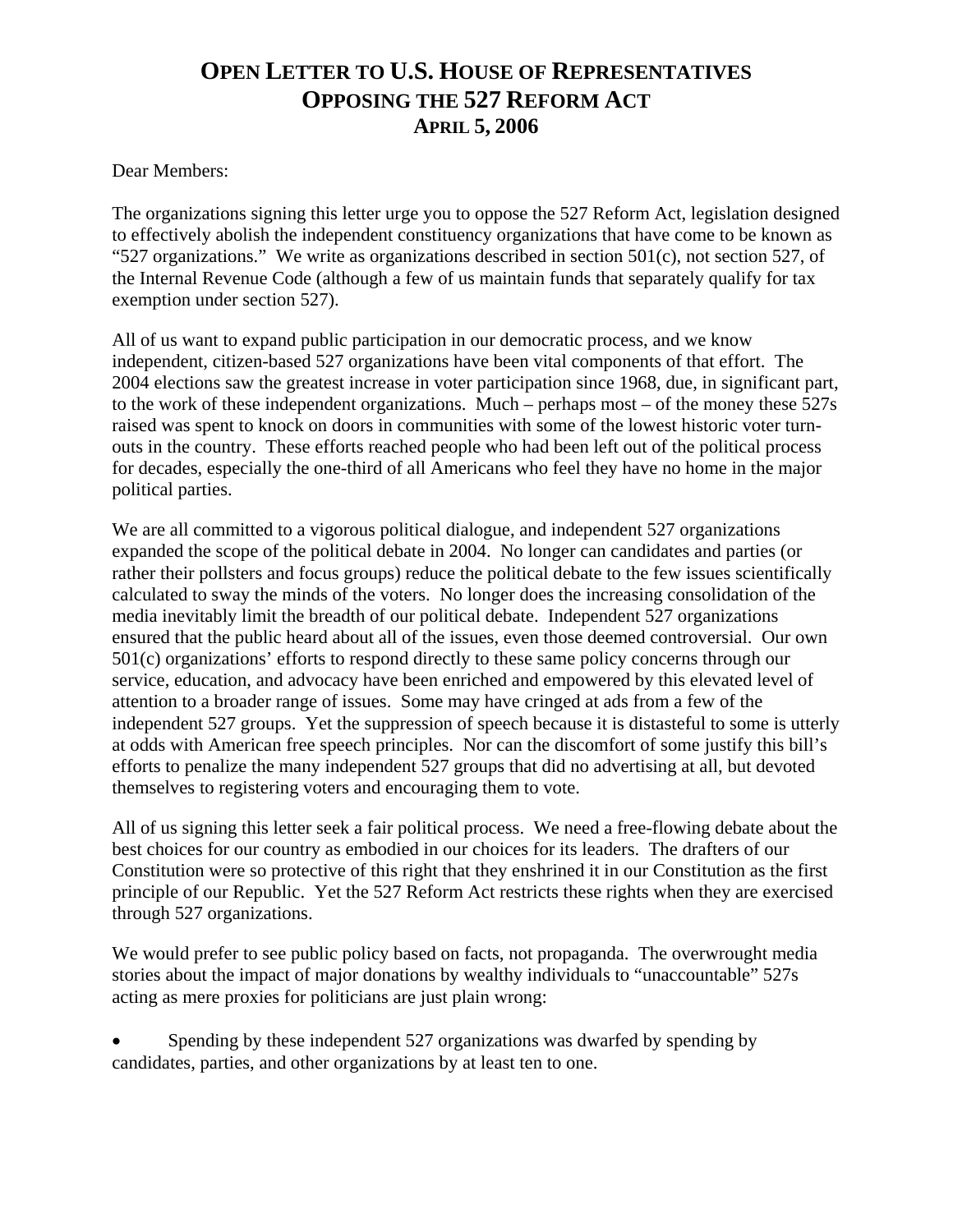# OPEN LETTER TO U.S. HOUSE OF REPRESENTATIVES OPPOSING THE 527 REFORM ACT APRIL 5, 2006

Dear Members:

The organizations signing this letter urge you to oppose the 527 Reform Act, legislation designed to effectively abolish the independent constituency organizations that have come to be known as "527 organizations." We write as organizations described in section 501(c), not section 527, of the Internal Revenue Code (although a few of us maintain funds that separately qualify for tax exemption under section 527).

All of us want to expand public participation in our democratic process, and we know independent, citizen-based 527 organizations have been vital components of that effort. The 2004 elections saw the greatest increase in voter participation since 1968, due, in significant part, to the work of these independent organizations. Much – perhaps most – of the money these 527s raised was spent to knock on doors in communities with some of the lowest historic voter turn-outs in the country. These efforts reached people who had been left out of the political process for decades, especially the one-third of all Americans who feel they have no home in the major political parties.

We are all committed to a vigorous political dialogue, and independent 527 organizations expanded the scope of the political debate in 2004. No longer can candidates and parties (or rather their pollsters and focus groups) reduce the political debate to the few issues scientifically calculated to sway the minds of the voters. No longer does the increasing consolidation of the media inevitably limit the breadth of our political debate. Independent 527 organizations ensured that the public heard about all of the issues, even those deemed controversial. Our own 501(c) organizations' efforts to respond directly to these same policy concerns through our service, education, and advocacy have been enriched and empowered by this elevated level of attention to a broader range of issues. Some may have cringed at ads from a few of the independent 527 groups. Yet the suppression of speech because it is distasteful to some is utterly at odds with American free speech principles. Nor can the discomfort of some justify this bill's efforts to penalize the many independent 527 groups that did no advertising at all, but devoted themselves to registering voters and encouraging them to vote.

All of us signing this letter seek a fair political process. We need a free-flowing debate about the best choices for our country as embodied in our choices for its leaders. The drafters of our Constitution were so protective of this right that they enshrined it in our Constitution as the first principle of our Republic. Yet the 527 Reform Act restricts these rights when they are exercised through 527 organizations.

We would prefer to see public policy based on facts, not propaganda. The overwrought media stories about the impact of major donations by wealthy individuals to "unaccountable" 527s acting as mere proxies for politicians are just plain wrong:

- Spending by these independent 527 organizations was dwarfed by spending by candidates, parties, and other organizations by at least ten to one.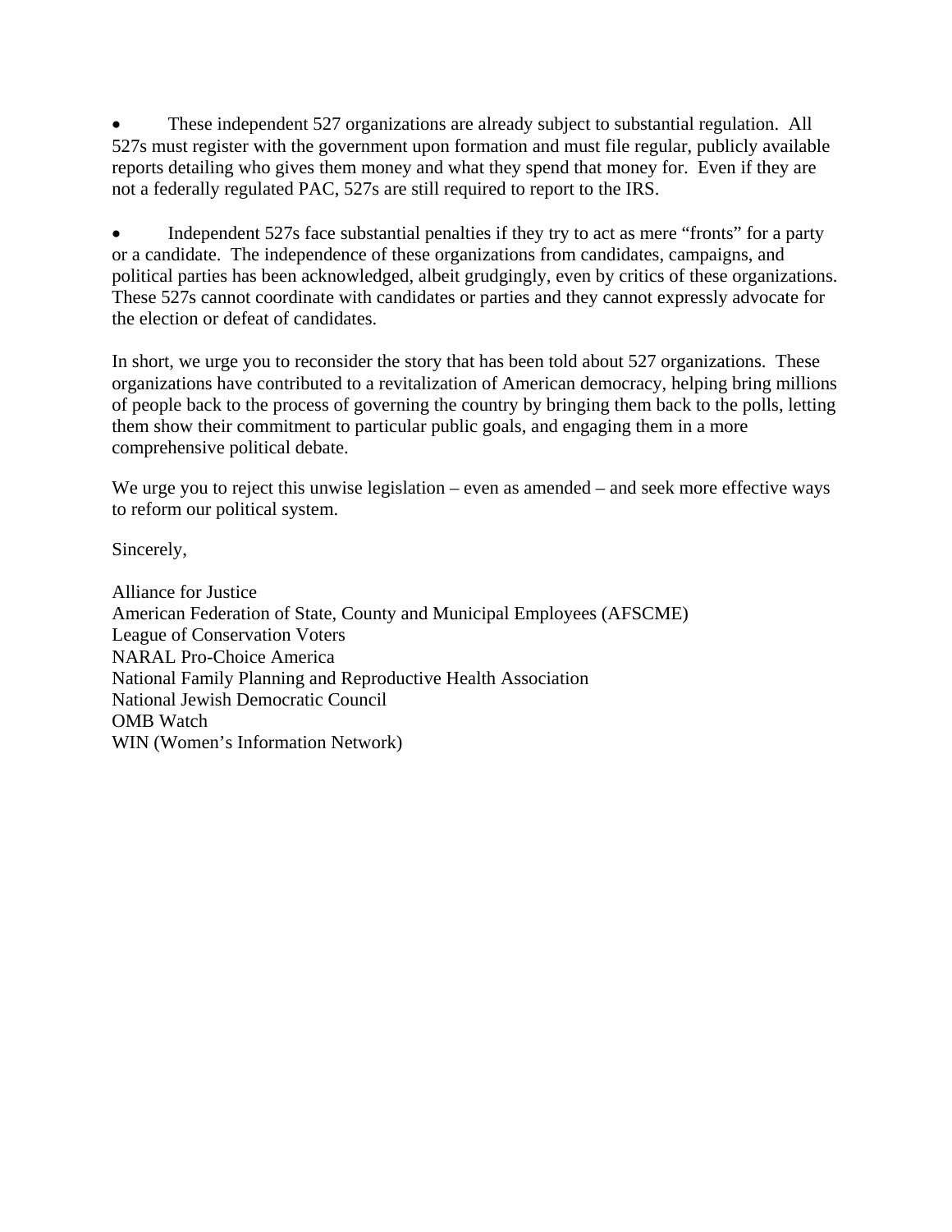- These independent 527 organizations are already subject to substantial regulation. All 527s must register with the government upon formation and must file regular, publicly available reports detailing who gives them money and what they spend that money for. Even if they are not a federally regulated PAC, 527s are still required to report to the IRS.

- Independent 527s face substantial penalties if they try to act as mere "fronts" for a party or a candidate. The independence of these organizations from candidates, campaigns, and political parties has been acknowledged, albeit grudgingly, even by critics of these organizations. These 527s cannot coordinate with candidates or parties and they cannot expressly advocate for the election or defeat of candidates.

In short, we urge you to reconsider the story that has been told about 527 organizations. These organizations have contributed to a revitalization of American democracy, helping bring millions of people back to the process of governing the country by bringing them back to the polls, letting them show their commitment to particular public goals, and engaging them in a more comprehensive political debate.

We urge you to reject this unwise legislation – even as amended – and seek more effective ways to reform our political system.

Sincerely,

Alliance for Justice
American Federation of State, County and Municipal Employees (AFSCME)
League of Conservation Voters
NARAL Pro-Choice America
National Family Planning and Reproductive Health Association
National Jewish Democratic Council
OMB Watch
WIN (Women's Information Network)